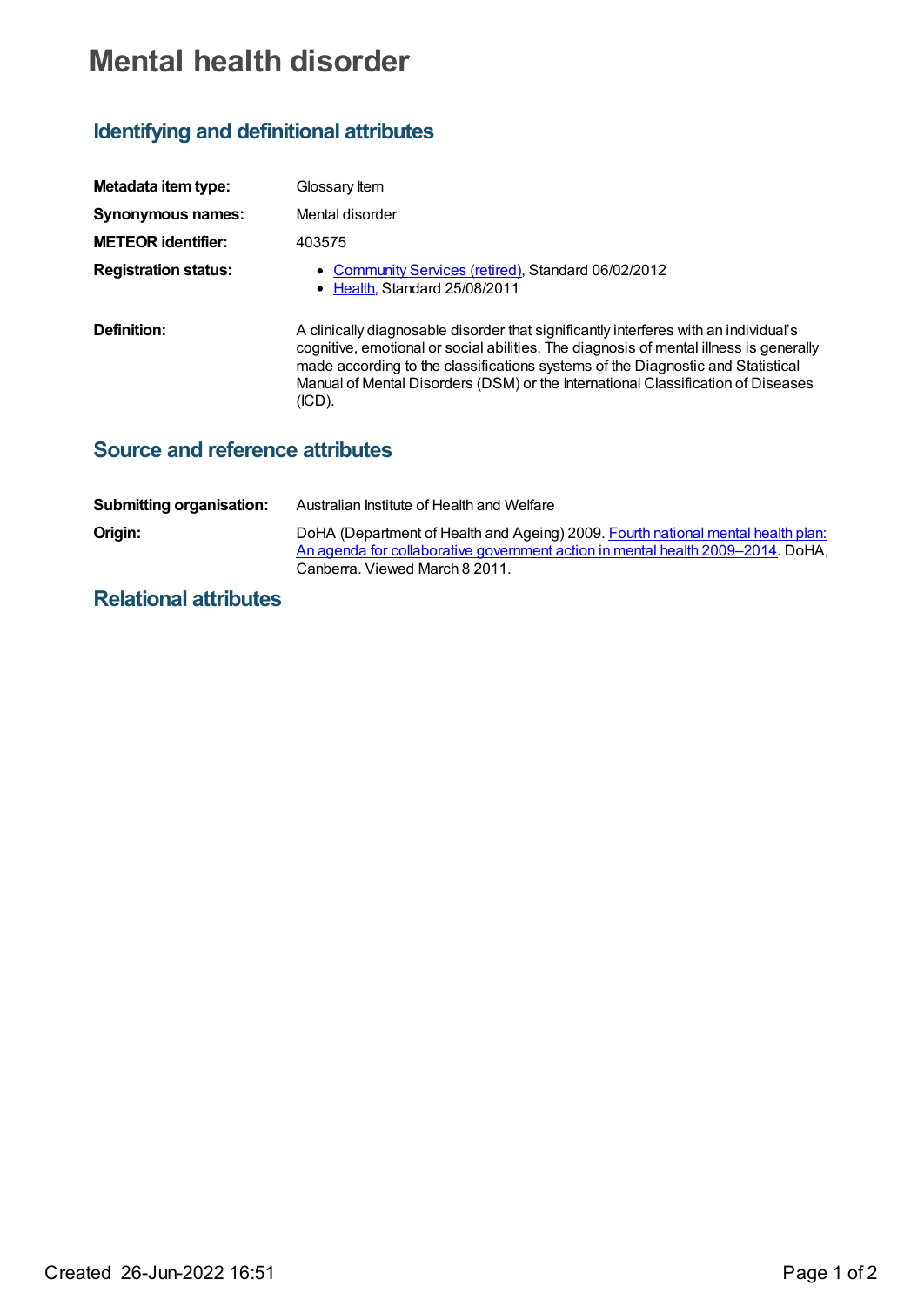# Mental health disorder

## Identifying and definitional attributes

| | |
|---|---|
| **Metadata item type:** | Glossary Item |
| **Synonymous names:** | Mental disorder |
| **METEOR identifier:** | 403575 |
| **Registration status:** | • Community Services (retired), Standard 06/02/2012<br>• Health, Standard 25/08/2011 |
| **Definition:** | A clinically diagnosable disorder that significantly interferes with an individual's cognitive, emotional or social abilities. The diagnosis of mental illness is generally made according to the classifications systems of the Diagnostic and Statistical Manual of Mental Disorders (DSM) or the International Classification of Diseases (ICD). |

## Source and reference attributes

| | |
|---|---|
| **Submitting organisation:** | Australian Institute of Health and Welfare |
| **Origin:** | DoHA (Department of Health and Ageing) 2009. Fourth national mental health plan: An agenda for collaborative government action in mental health 2009–2014. DoHA, Canberra. Viewed March 8 2011. |

## Relational attributes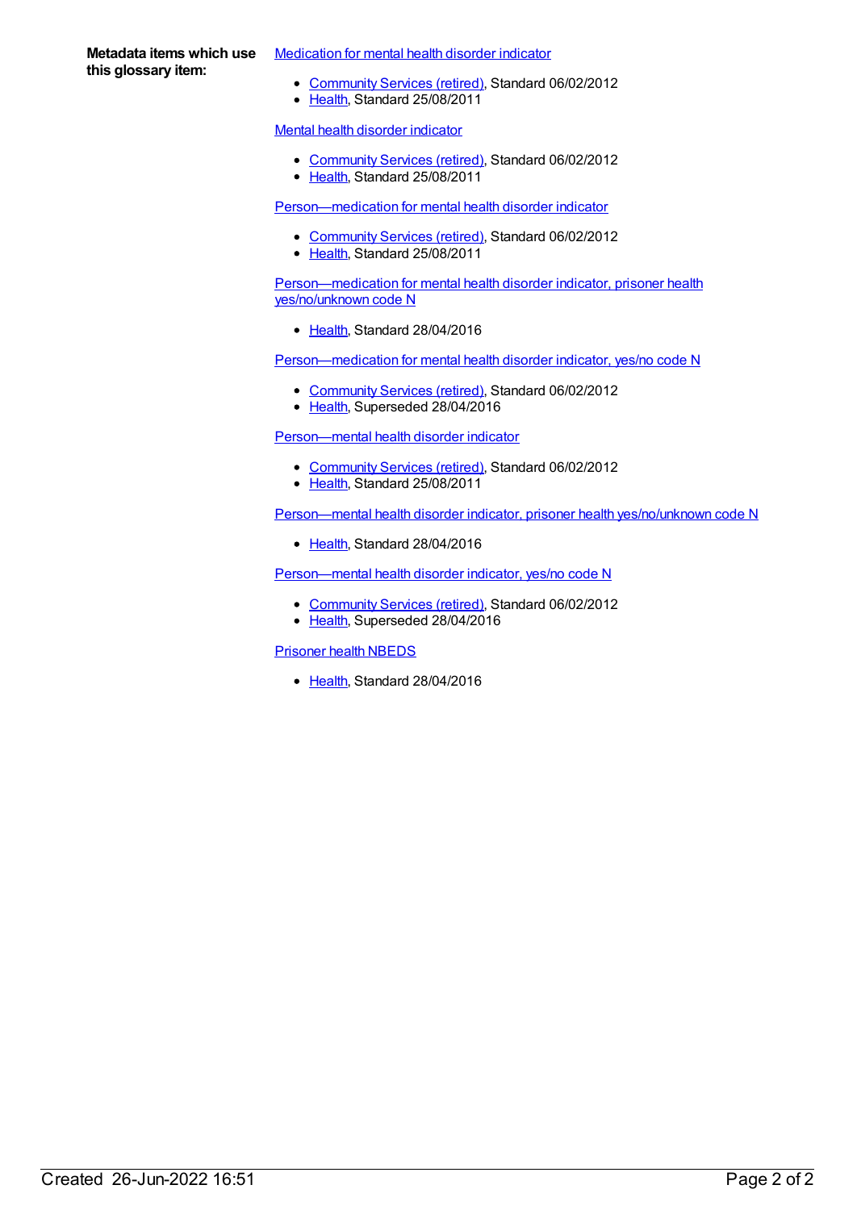**Metadata items which use this glossary item:**

Medication for mental health disorder indicator

- Community Services (retired), Standard 06/02/2012
- Health, Standard 25/08/2011

Mental health disorder indicator

- Community Services (retired), Standard 06/02/2012
- Health, Standard 25/08/2011

Person—medication for mental health disorder indicator

- Community Services (retired), Standard 06/02/2012
- Health, Standard 25/08/2011

Person—medication for mental health disorder indicator, prisoner health yes/no/unknown code N

- Health, Standard 28/04/2016

Person—medication for mental health disorder indicator, yes/no code N

- Community Services (retired), Standard 06/02/2012
- Health, Superseded 28/04/2016

Person—mental health disorder indicator

- Community Services (retired), Standard 06/02/2012
- Health, Standard 25/08/2011

Person—mental health disorder indicator, prisoner health yes/no/unknown code N

- Health, Standard 28/04/2016

Person—mental health disorder indicator, yes/no code N

- Community Services (retired), Standard 06/02/2012
- Health, Superseded 28/04/2016

Prisoner health NBEDS

- Health, Standard 28/04/2016